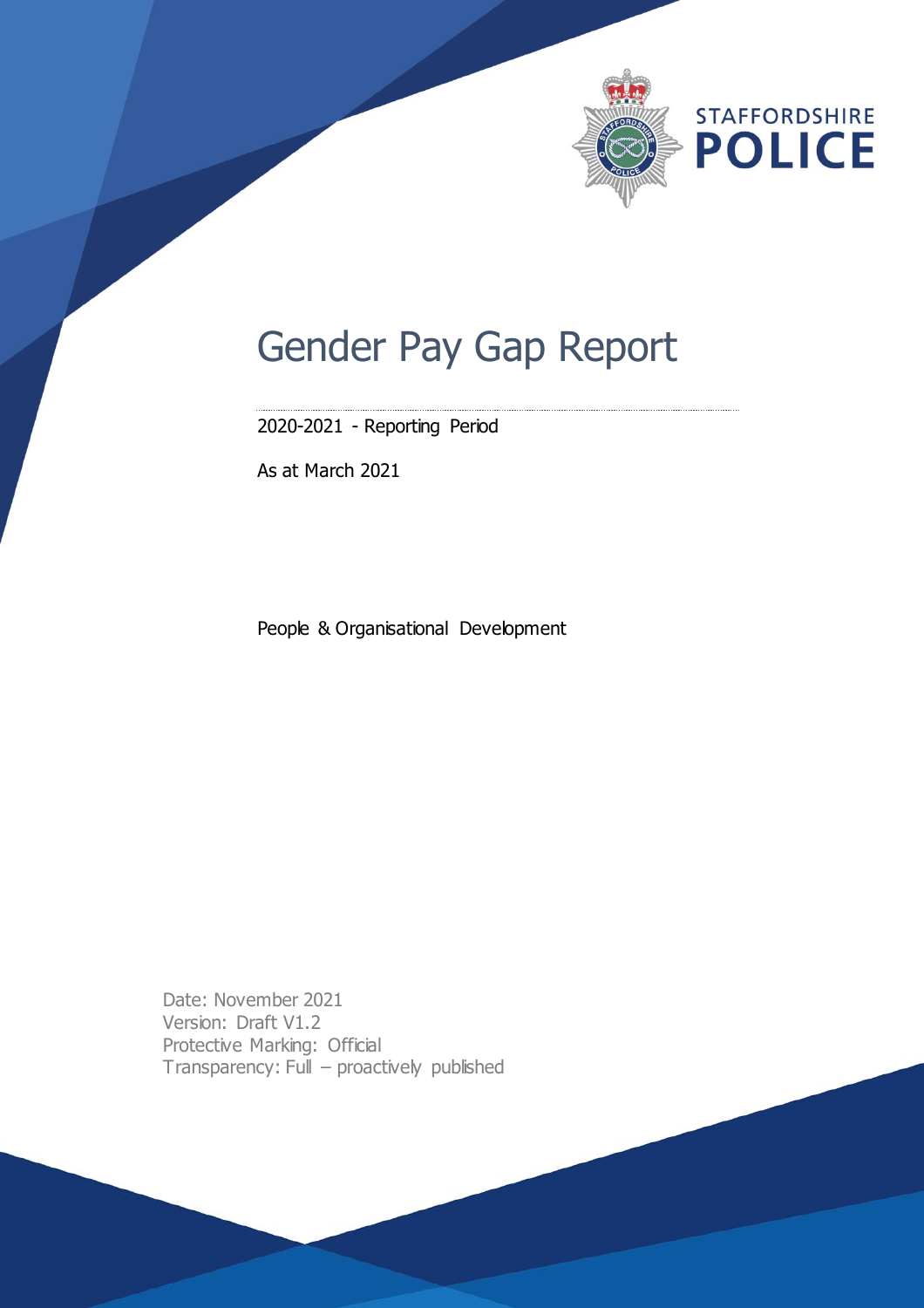STAFFORDSHIRE POLICE

# Gender Pay Gap Report

2020-2021 - Reporting Period

As at March 2021

People & Organisational Development

Date: November 2021
Version: Draft V1.2
Protective Marking: Official
Transparency: Full – proactively published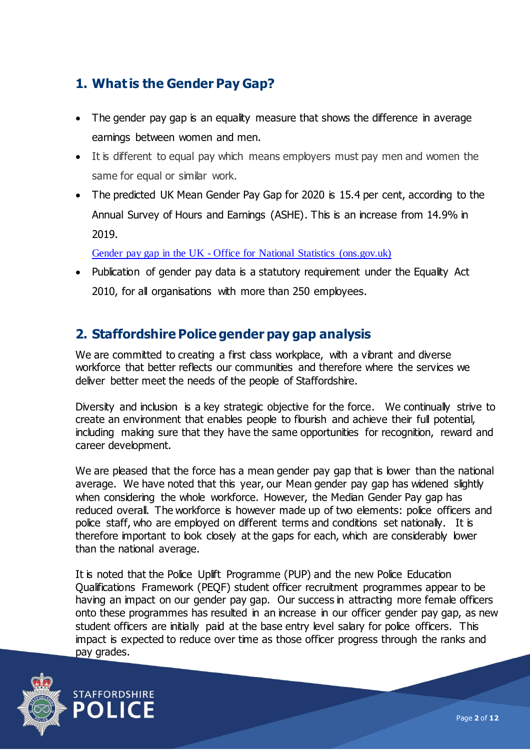## 1. What is the Gender Pay Gap?

- The gender pay gap is an equality measure that shows the difference in average earnings between women and men.
- It is different to equal pay which means employers must pay men and women the same for equal or similar work.
- The predicted UK Mean Gender Pay Gap for 2020 is 15.4 per cent, according to the Annual Survey of Hours and Earnings (ASHE). This is an increase from 14.9% in 2019.

  [Gender pay gap in the UK - Office for National Statistics (ons.gov.uk)]
- Publication of gender pay data is a statutory requirement under the Equality Act 2010, for all organisations with more than 250 employees.

## 2. Staffordshire Police gender pay gap analysis

We are committed to creating a first class workplace, with a vibrant and diverse workforce that better reflects our communities and therefore where the services we deliver better meet the needs of the people of Staffordshire.

Diversity and inclusion is a key strategic objective for the force. We continually strive to create an environment that enables people to flourish and achieve their full potential, including making sure that they have the same opportunities for recognition, reward and career development.

We are pleased that the force has a mean gender pay gap that is lower than the national average. We have noted that this year, our Mean gender pay gap has widened slightly when considering the whole workforce. However, the Median Gender Pay gap has reduced overall. The workforce is however made up of two elements: police officers and police staff, who are employed on different terms and conditions set nationally. It is therefore important to look closely at the gaps for each, which are considerably lower than the national average.

It is noted that the Police Uplift Programme (PUP) and the new Police Education Qualifications Framework (PEQF) student officer recruitment programmes appear to be having an impact on our gender pay gap. Our success in attracting more female officers onto these programmes has resulted in an increase in our officer gender pay gap, as new student officers are initially paid at the base entry level salary for police officers. This impact is expected to reduce over time as those officer progress through the ranks and pay grades.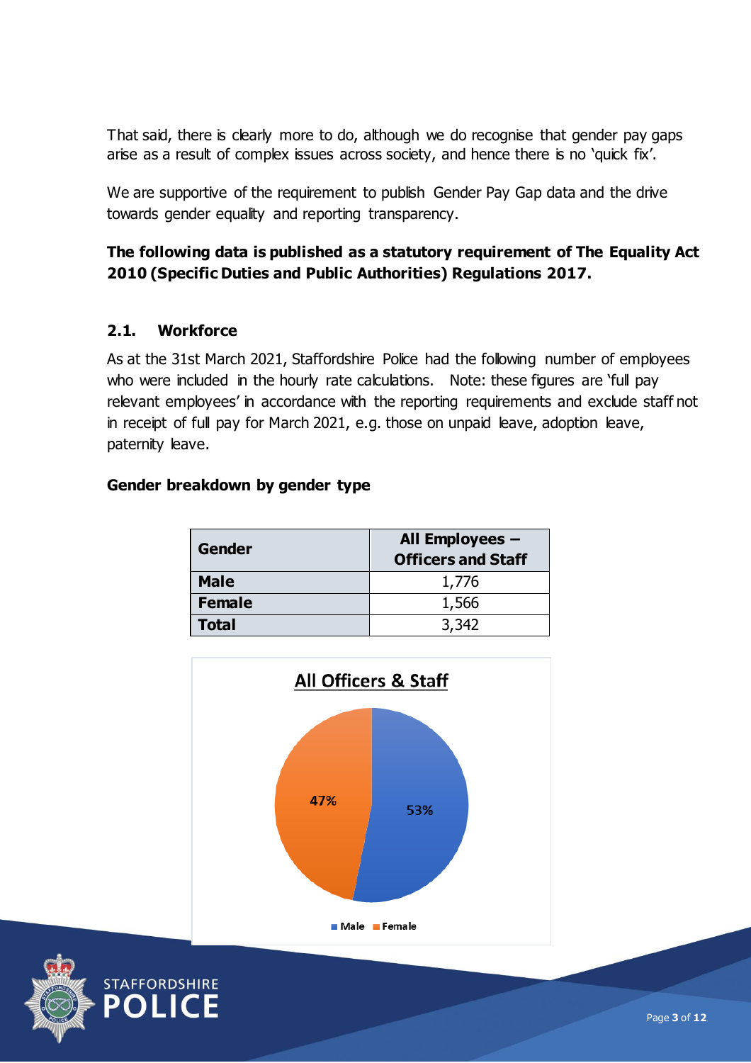That said, there is clearly more to do, although we do recognise that gender pay gaps arise as a result of complex issues across society, and hence there is no 'quick fix'.

We are supportive of the requirement to publish Gender Pay Gap data and the drive towards gender equality and reporting transparency.

**The following data is published as a statutory requirement of The Equality Act 2010 (Specific Duties and Public Authorities) Regulations 2017.**

### 2.1. Workforce

As at the 31st March 2021, Staffordshire Police had the following number of employees who were included in the hourly rate calculations. Note: these figures are 'full pay relevant employees' in accordance with the reporting requirements and exclude staff not in receipt of full pay for March 2021, e.g. those on unpaid leave, adoption leave, paternity leave.

**Gender breakdown by gender type**

| Gender | All Employees – Officers and Staff |
|---|---|
| **Male** | 1,776 |
| **Female** | 1,566 |
| **Total** | 3,342 |

All Officers & Staff

47%

53%

Male Female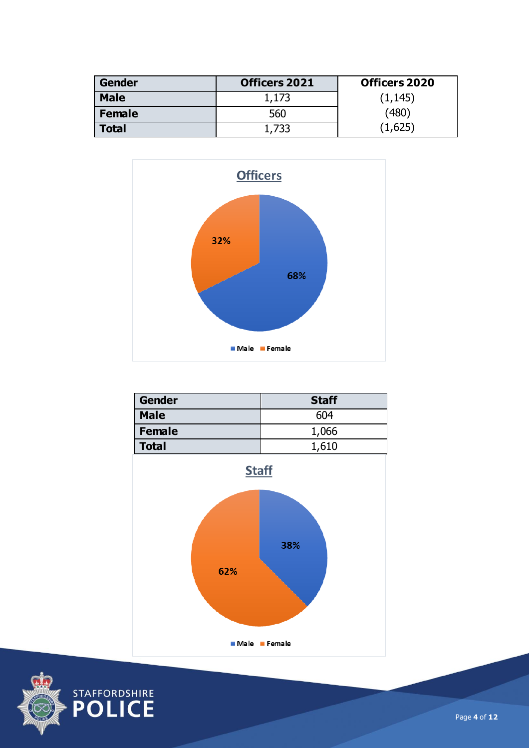| Gender | Officers 2021 | Officers 2020 |
|---|---|---|
| Male | 1,173 | (1,145) |
| Female | 560 | (480) |
| Total | 1,733 | (1,625) |

**Officers**

- Male: 68%
- Female: 32%

| Gender | Staff |
|---|---|
| Male | 604 |
| Female | 1,066 |
| Total | 1,610 |

**Staff**

- Male: 38%
- Female: 62%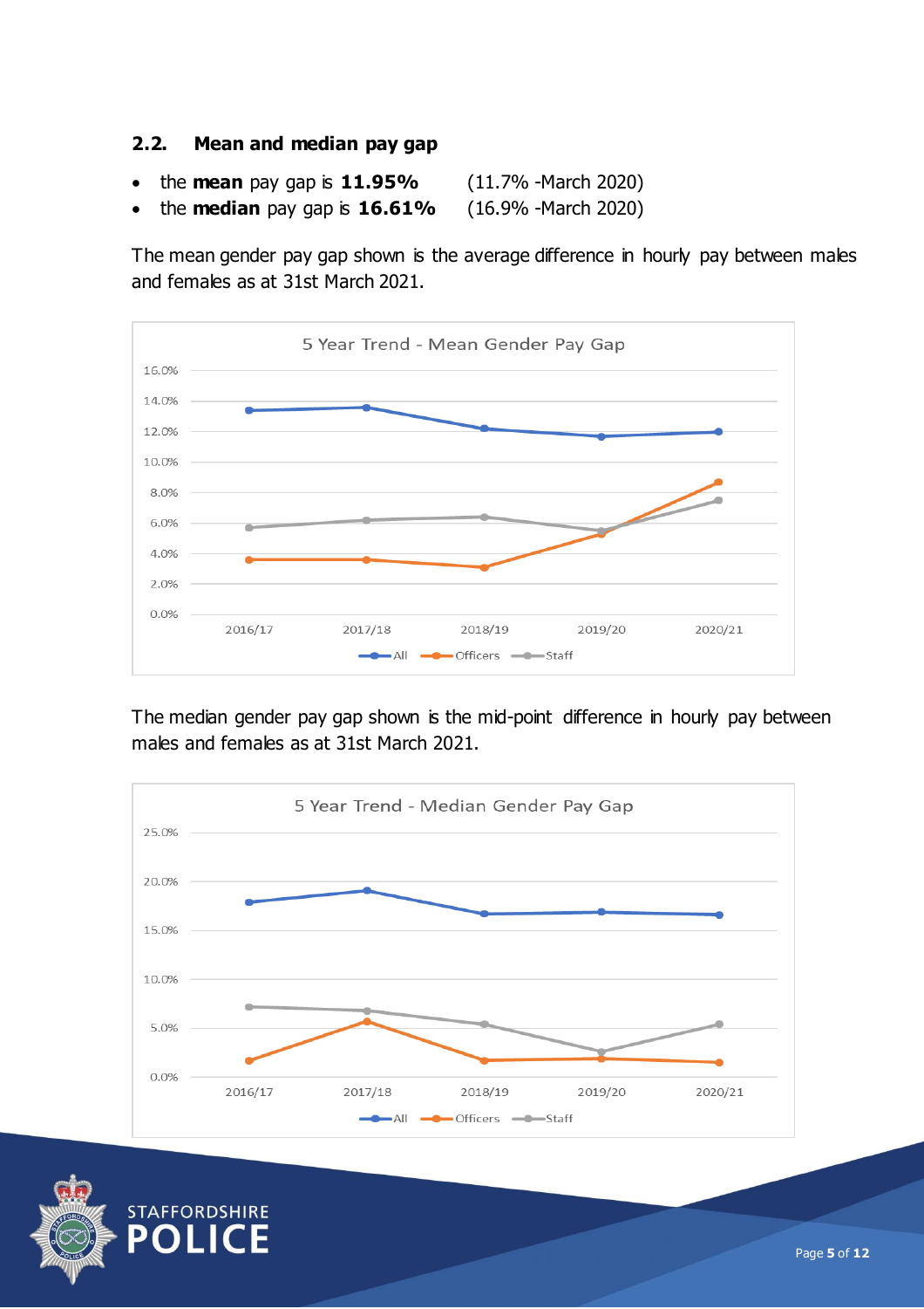## 2.2. Mean and median pay gap

- the **mean** pay gap is **11.95%** (11.7% -March 2020)
- the **median** pay gap is **16.61%** (16.9% -March 2020)

The mean gender pay gap shown is the average difference in hourly pay between males and females as at 31st March 2021.

5 Year Trend - Mean Gender Pay Gap

16.0%
14.0%
12.0%
10.0%
8.0%
6.0%
4.0%
2.0%
0.0%

2016/17
2017/18
2018/19
2019/20
2020/21

All
Officers
Staff

The median gender pay gap shown is the mid-point difference in hourly pay between males and females as at 31st March 2021.

5 Year Trend - Median Gender Pay Gap

25.0%
20.0%
15.0%
10.0%
5.0%
0.0%

2016/17
2017/18
2018/19
2019/20
2020/21

All
Officers
Staff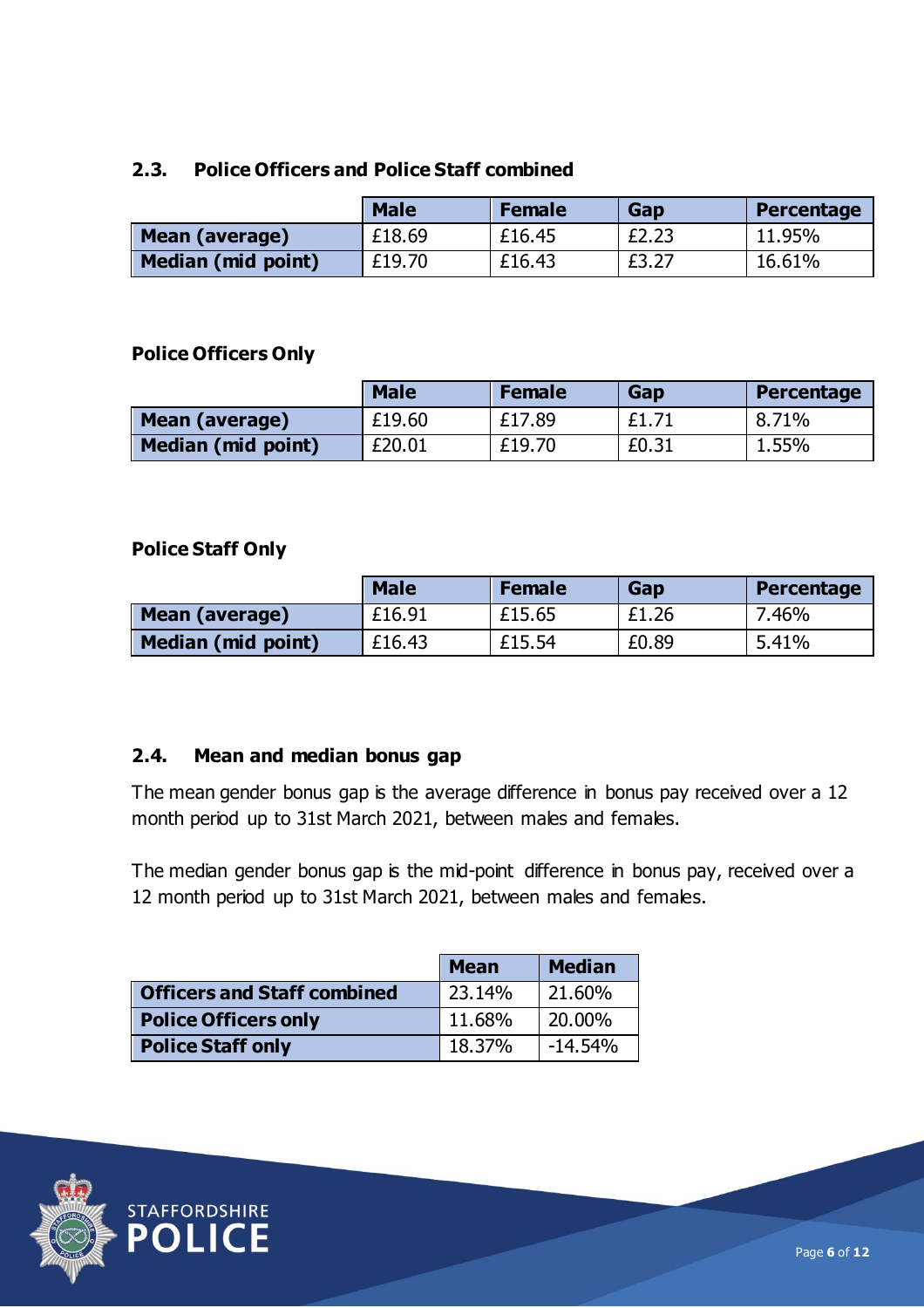### 2.3. Police Officers and Police Staff combined

| | Male | Female | Gap | Percentage |
|---|---|---|---|---|
| **Mean (average)** | £18.69 | £16.45 | £2.23 | 11.95% |
| **Median (mid point)** | £19.70 | £16.43 | £3.27 | 16.61% |

**Police Officers Only**

| | Male | Female | Gap | Percentage |
|---|---|---|---|---|
| **Mean (average)** | £19.60 | £17.89 | £1.71 | 8.71% |
| **Median (mid point)** | £20.01 | £19.70 | £0.31 | 1.55% |

**Police Staff Only**

| | Male | Female | Gap | Percentage |
|---|---|---|---|---|
| **Mean (average)** | £16.91 | £15.65 | £1.26 | 7.46% |
| **Median (mid point)** | £16.43 | £15.54 | £0.89 | 5.41% |

### 2.4. Mean and median bonus gap

The mean gender bonus gap is the average difference in bonus pay received over a 12 month period up to 31st March 2021, between males and females.

The median gender bonus gap is the mid-point difference in bonus pay, received over a 12 month period up to 31st March 2021, between males and females.

| | Mean | Median |
|---|---|---|
| **Officers and Staff combined** | 23.14% | 21.60% |
| **Police Officers only** | 11.68% | 20.00% |
| **Police Staff only** | 18.37% | -14.54% |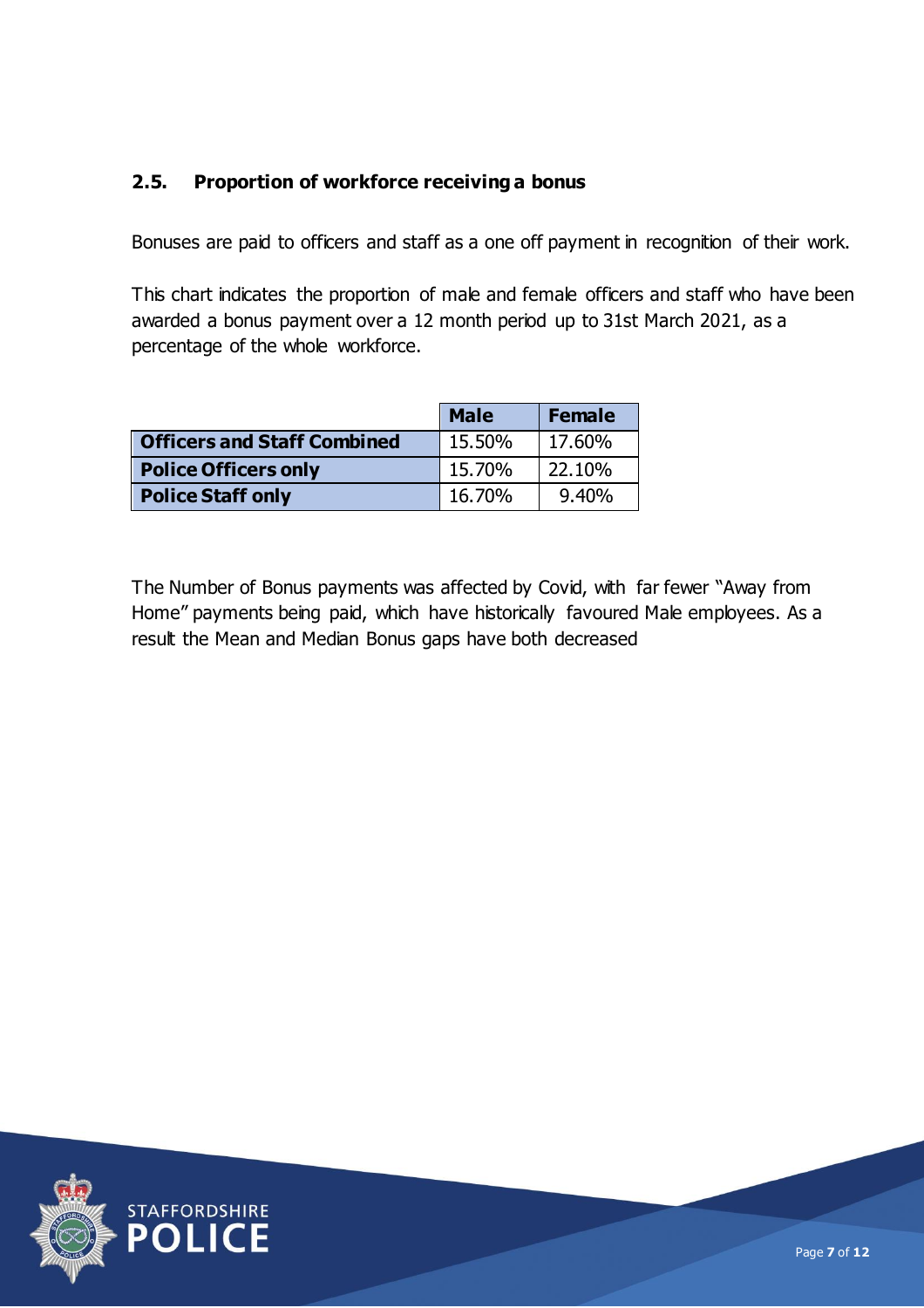## 2.5. Proportion of workforce receiving a bonus

Bonuses are paid to officers and staff as a one off payment in recognition of their work.

This chart indicates the proportion of male and female officers and staff who have been awarded a bonus payment over a 12 month period up to 31st March 2021, as a percentage of the whole workforce.

| | Male | Female |
|---|---|---|
| **Officers and Staff Combined** | 15.50% | 17.60% |
| **Police Officers only** | 15.70% | 22.10% |
| **Police Staff only** | 16.70% | 9.40% |

The Number of Bonus payments was affected by Covid, with far fewer "Away from Home" payments being paid, which have historically favoured Male employees. As a result the Mean and Median Bonus gaps have both decreased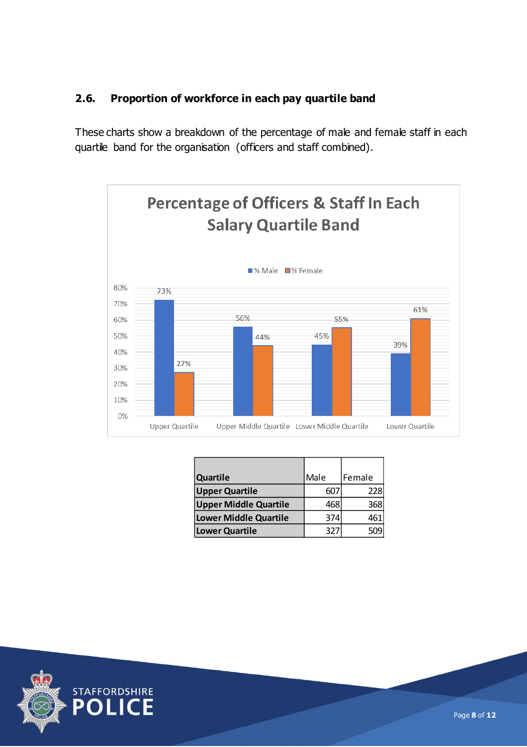## 2.6. Proportion of workforce in each pay quartile band

These charts show a breakdown of the percentage of male and female staff in each quartile band for the organisation (officers and staff combined).

Percentage of Officers & Staff In Each Salary Quartile Band

% Male
% Female

80%
70%
60%
50%
40%
30%
20%
10%
0%

Upper Quartile: 73%, 27%
Upper Middle Quartile: 56%, 44%
Lower Middle Quartile: 45%, 55%
Lower Quartile: 39%, 61%

| Quartile | Male | Female |
|---|---|---|
| **Upper Quartile** | 607 | 228 |
| **Upper Middle Quartile** | 468 | 368 |
| **Lower Middle Quartile** | 374 | 461 |
| **Lower Quartile** | 327 | 509 |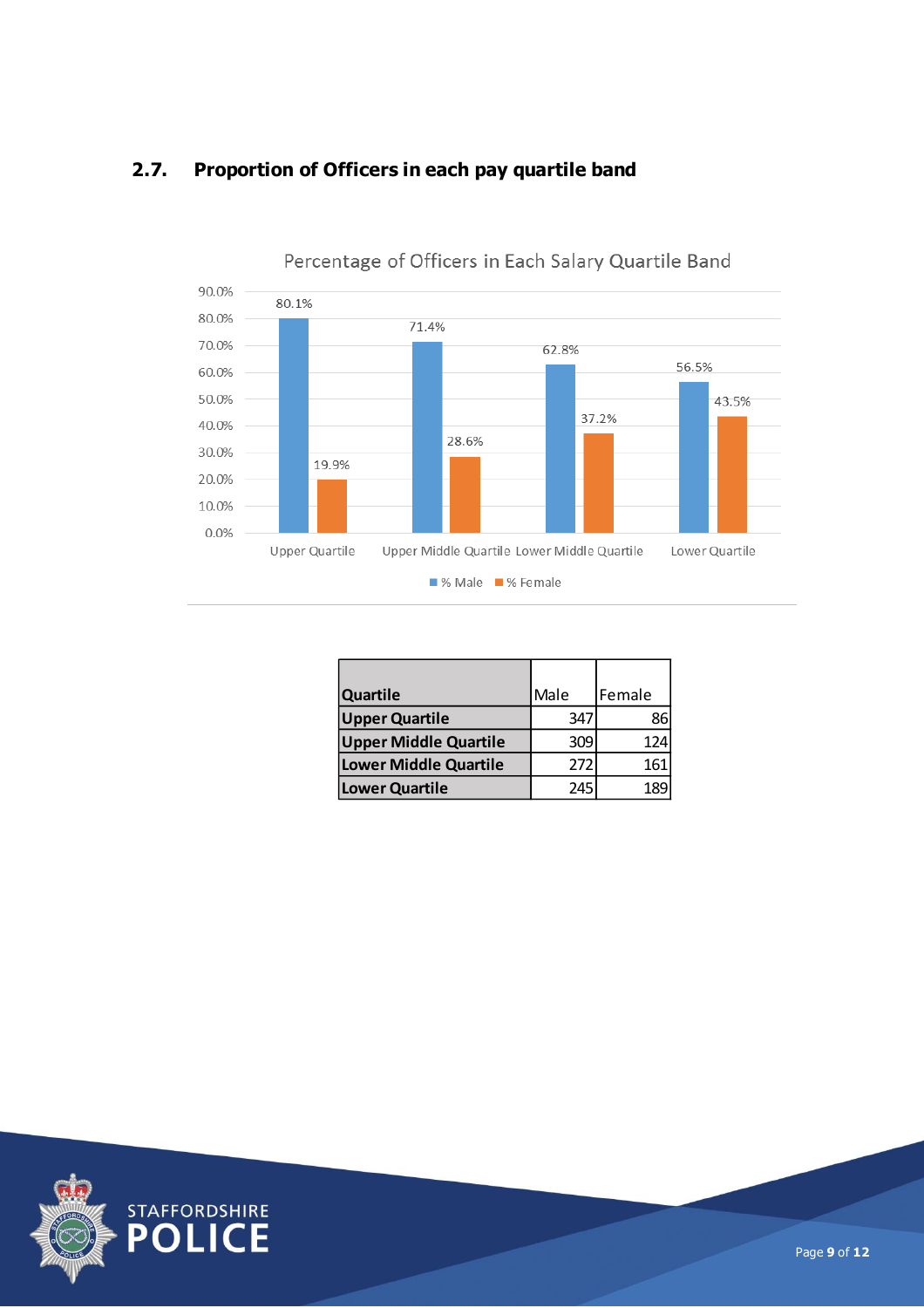## 2.7. Proportion of Officers in each pay quartile band

Percentage of Officers in Each Salary Quartile Band

90.0%
80.0%
70.0%
60.0%
50.0%
40.0%
30.0%
20.0%
10.0%
0.0%

80.1%
19.9%
71.4%
28.6%
62.8%
37.2%
56.5%
43.5%

Upper Quartile
Upper Middle Quartile
Lower Middle Quartile
Lower Quartile

% Male
% Female

| Quartile | Male | Female |
|---|---|---|
| Upper Quartile | 347 | 86 |
| Upper Middle Quartile | 309 | 124 |
| Lower Middle Quartile | 272 | 161 |
| Lower Quartile | 245 | 189 |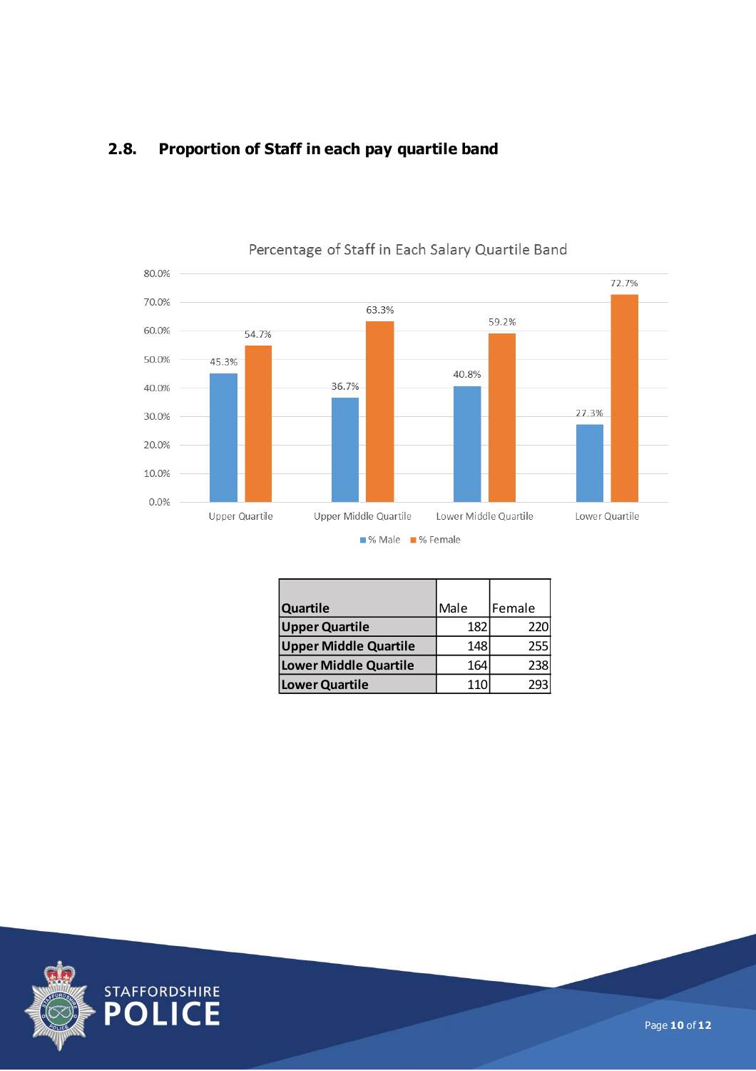## 2.8. Proportion of Staff in each pay quartile band

Percentage of Staff in Each Salary Quartile Band

80.0%
70.0%
60.0%
50.0%
40.0%
30.0%
20.0%
10.0%
0.0%

45.3% 54.7%
36.7% 63.3%
40.8% 59.2%
27.3% 72.7%

Upper Quartile
Upper Middle Quartile
Lower Middle Quartile
Lower Quartile

% Male % Female

| Quartile | Male | Female |
|---|---|---|
| Upper Quartile | 182 | 220 |
| Upper Middle Quartile | 148 | 255 |
| Lower Middle Quartile | 164 | 238 |
| Lower Quartile | 110 | 293 |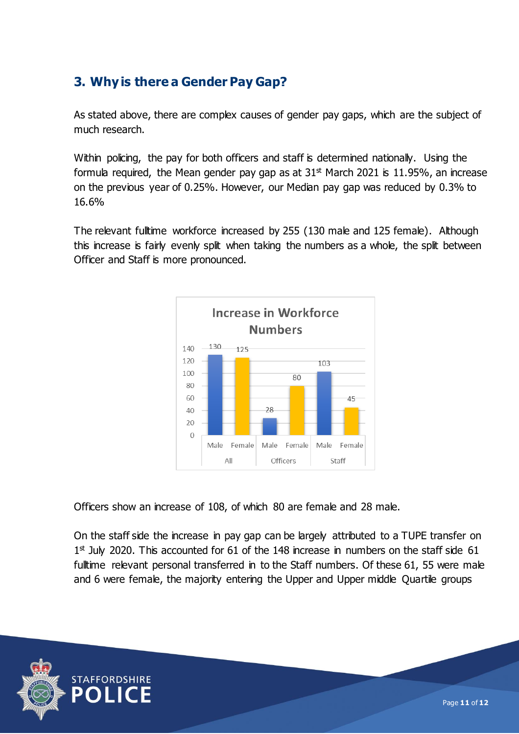## 3. Why is there a Gender Pay Gap?

As stated above, there are complex causes of gender pay gaps, which are the subject of much research.

Within policing, the pay for both officers and staff is determined nationally. Using the formula required, the Mean gender pay gap as at 31st March 2021 is 11.95%, an increase on the previous year of 0.25%. However, our Median pay gap was reduced by 0.3% to 16.6%

The relevant fulltime workforce increased by 255 (130 male and 125 female). Although this increase is fairly evenly split when taking the numbers as a whole, the split between Officer and Staff is more pronounced.

Increase in Workforce Numbers

140
120
100
80
60
40
20
0

130
125
28
80
103
45

Male Female Male Female Male Female

All Officers Staff

Officers show an increase of 108, of which 80 are female and 28 male.

On the staff side the increase in pay gap can be largely attributed to a TUPE transfer on 1st July 2020. This accounted for 61 of the 148 increase in numbers on the staff side 61 fulltime relevant personal transferred in to the Staff numbers. Of these 61, 55 were male and 6 were female, the majority entering the Upper and Upper middle Quartile groups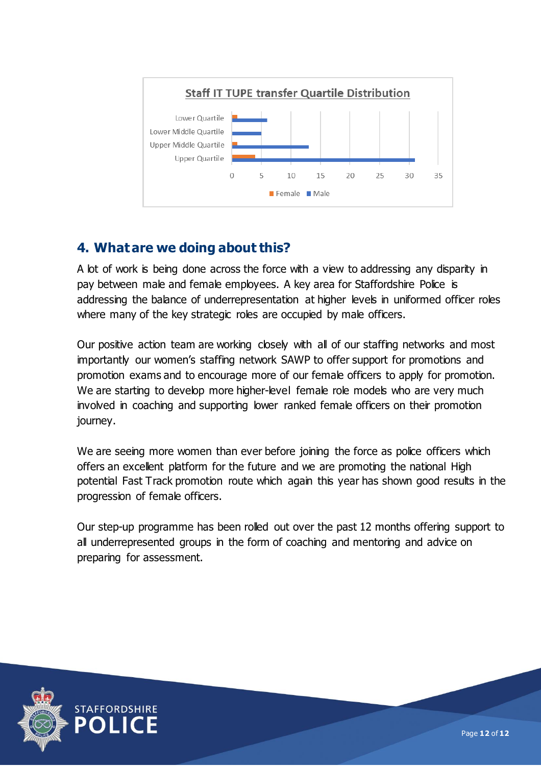Staff IT TUPE transfer Quartile Distribution

Lower Quartile
Lower Middle Quartile
Upper Middle Quartile
Upper Quartile

0 5 10 15 20 25 30 35

Female Male

## 4. What are we doing about this?

A lot of work is being done across the force with a view to addressing any disparity in pay between male and female employees. A key area for Staffordshire Police is addressing the balance of underrepresentation at higher levels in uniformed officer roles where many of the key strategic roles are occupied by male officers.

Our positive action team are working closely with all of our staffing networks and most importantly our women's staffing network SAWP to offer support for promotions and promotion exams and to encourage more of our female officers to apply for promotion. We are starting to develop more higher-level female role models who are very much involved in coaching and supporting lower ranked female officers on their promotion journey.

We are seeing more women than ever before joining the force as police officers which offers an excellent platform for the future and we are promoting the national High potential Fast Track promotion route which again this year has shown good results in the progression of female officers.

Our step-up programme has been rolled out over the past 12 months offering support to all underrepresented groups in the form of coaching and mentoring and advice on preparing for assessment.